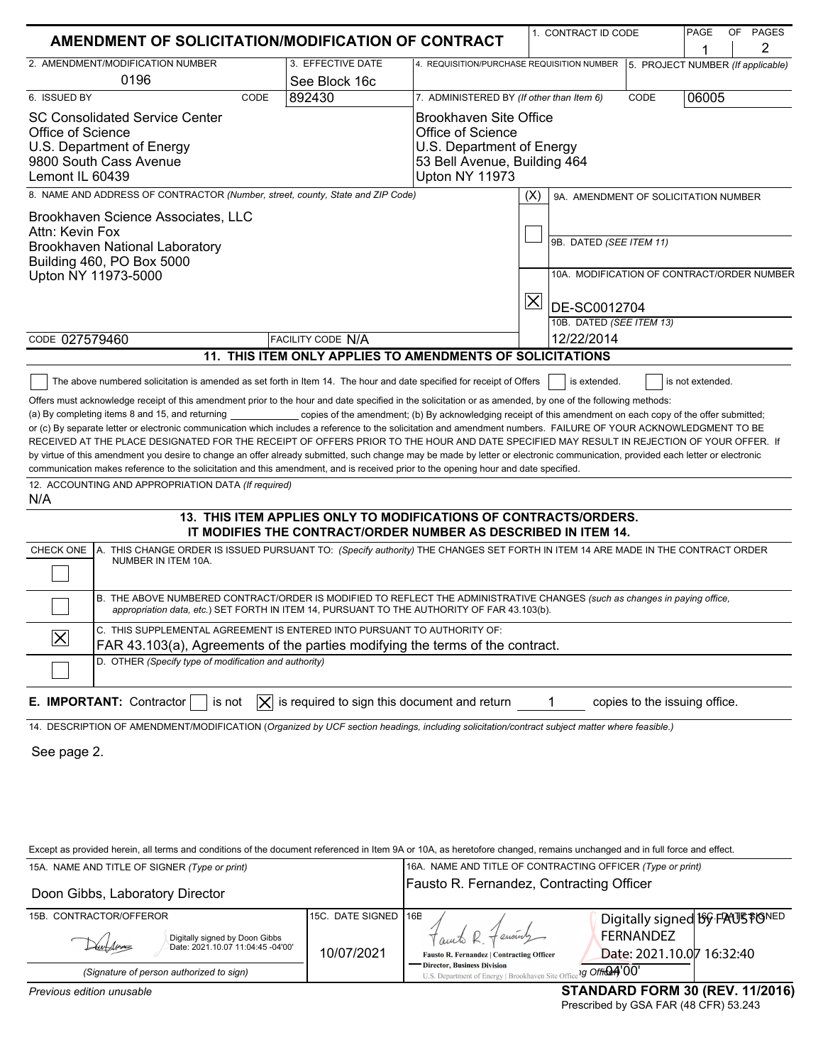# AMENDMENT OF SOLICITATION/MODIFICATION OF CONTRACT

1. CONTRACT ID CODE | PAGE 1 OF 2 PAGES

| 2. AMENDMENT/MODIFICATION NUMBER | 3. EFFECTIVE DATE | 4. REQUISITION/PURCHASE REQUISITION NUMBER | 5. PROJECT NUMBER (If applicable) |
|---|---|---|---|
| 0196 | See Block 16c | | |

| 6. ISSUED BY CODE 892430 | 7. ADMINISTERED BY (If other than Item 6) CODE 06005 |
|---|---|
| SC Consolidated Service Center<br>Office of Science<br>U.S. Department of Energy<br>9800 South Cass Avenue<br>Lemont IL 60439 | Brookhaven Site Office<br>Office of Science<br>U.S. Department of Energy<br>53 Bell Avenue, Building 464<br>Upton NY 11973 |

8. NAME AND ADDRESS OF CONTRACTOR (Number, street, county, State and ZIP Code)

Brookhaven Science Associates, LLC
Attn: Kevin Fox
Brookhaven National Laboratory
Building 460, PO Box 5000
Upton NY 11973-5000

CODE 027579460 | FACILITY CODE N/A

(X)

- [ ] 9A. AMENDMENT OF SOLICITATION NUMBER
- 9B. DATED (SEE ITEM 11)
- [X] 10A. MODIFICATION OF CONTRACT/ORDER NUMBER: DE-SC0012704
- 10B. DATED (SEE ITEM 13): 12/22/2014

## 11. THIS ITEM ONLY APPLIES TO AMENDMENTS OF SOLICITATIONS

☐ The above numbered solicitation is amended as set forth in Item 14. The hour and date specified for receipt of Offers ☐ is extended. ☐ is not extended.

Offers must acknowledge receipt of this amendment prior to the hour and date specified in the solicitation or as amended, by one of the following methods: (a) By completing items 8 and 15, and returning ____________ copies of the amendment; (b) By acknowledging receipt of this amendment on each copy of the offer submitted; or (c) By separate letter or electronic communication which includes a reference to the solicitation and amendment numbers. FAILURE OF YOUR ACKNOWLEDGMENT TO BE RECEIVED AT THE PLACE DESIGNATED FOR THE RECEIPT OF OFFERS PRIOR TO THE HOUR AND DATE SPECIFIED MAY RESULT IN REJECTION OF YOUR OFFER. If by virtue of this amendment you desire to change an offer already submitted, such change may be made by letter or electronic communication, provided each letter or electronic communication makes reference to the solicitation and this amendment, and is received prior to the opening hour and date specified.

12. ACCOUNTING AND APPROPRIATION DATA (If required)
N/A

## 13. THIS ITEM APPLIES ONLY TO MODIFICATIONS OF CONTRACTS/ORDERS. IT MODIFIES THE CONTRACT/ORDER NUMBER AS DESCRIBED IN ITEM 14.

| CHECK ONE | |
|---|---|
| ☐ | A. THIS CHANGE ORDER IS ISSUED PURSUANT TO: (Specify authority) THE CHANGES SET FORTH IN ITEM 14 ARE MADE IN THE CONTRACT ORDER NUMBER IN ITEM 10A. |
| ☐ | B. THE ABOVE NUMBERED CONTRACT/ORDER IS MODIFIED TO REFLECT THE ADMINISTRATIVE CHANGES (such as changes in paying office, appropriation data, etc.) SET FORTH IN ITEM 14, PURSUANT TO THE AUTHORITY OF FAR 43.103(b). |
| ☒ | C. THIS SUPPLEMENTAL AGREEMENT IS ENTERED INTO PURSUANT TO AUTHORITY OF: FAR 43.103(a), Agreements of the parties modifying the terms of the contract. |
| ☐ | D. OTHER (Specify type of modification and authority) |

**E. IMPORTANT:** Contractor ☐ is not ☒ is required to sign this document and return 1 copies to the issuing office.

14. DESCRIPTION OF AMENDMENT/MODIFICATION (Organized by UCF section headings, including solicitation/contract subject matter where feasible.)

See page 2.

Except as provided herein, all terms and conditions of the document referenced in Item 9A or 10A, as heretofore changed, remains unchanged and in full force and effect.

| 15A. NAME AND TITLE OF SIGNER (Type or print) | | 16A. NAME AND TITLE OF CONTRACTING OFFICER (Type or print) | |
|---|---|---|---|
| Doon Gibbs, Laboratory Director | | Fausto R. Fernandez, Contracting Officer | |
| 15B. CONTRACTOR/OFFEROR | 15C. DATE SIGNED | 16B. UNITED STATES OF AMERICA | 16C. DATE SIGNED |
| Digitally signed by Doon Gibbs<br>Date: 2021.10.07 11:04:45 -04'00' | 10/07/2021 | Fausto R. Fernandez \| Contracting Officer<br>Director, Business Division<br>U.S. Department of Energy \| Brookhaven Site Office<br>Digitally signed by FAUSTO FERNANDEZ<br>Date: 2021.10.07 16:32:40 -04'00' | |
| (Signature of person authorized to sign) | | (Signature of Contracting Officer) | |

Previous edition unusable

**STANDARD FORM 30 (REV. 11/2016)**
Prescribed by GSA FAR (48 CFR) 53.243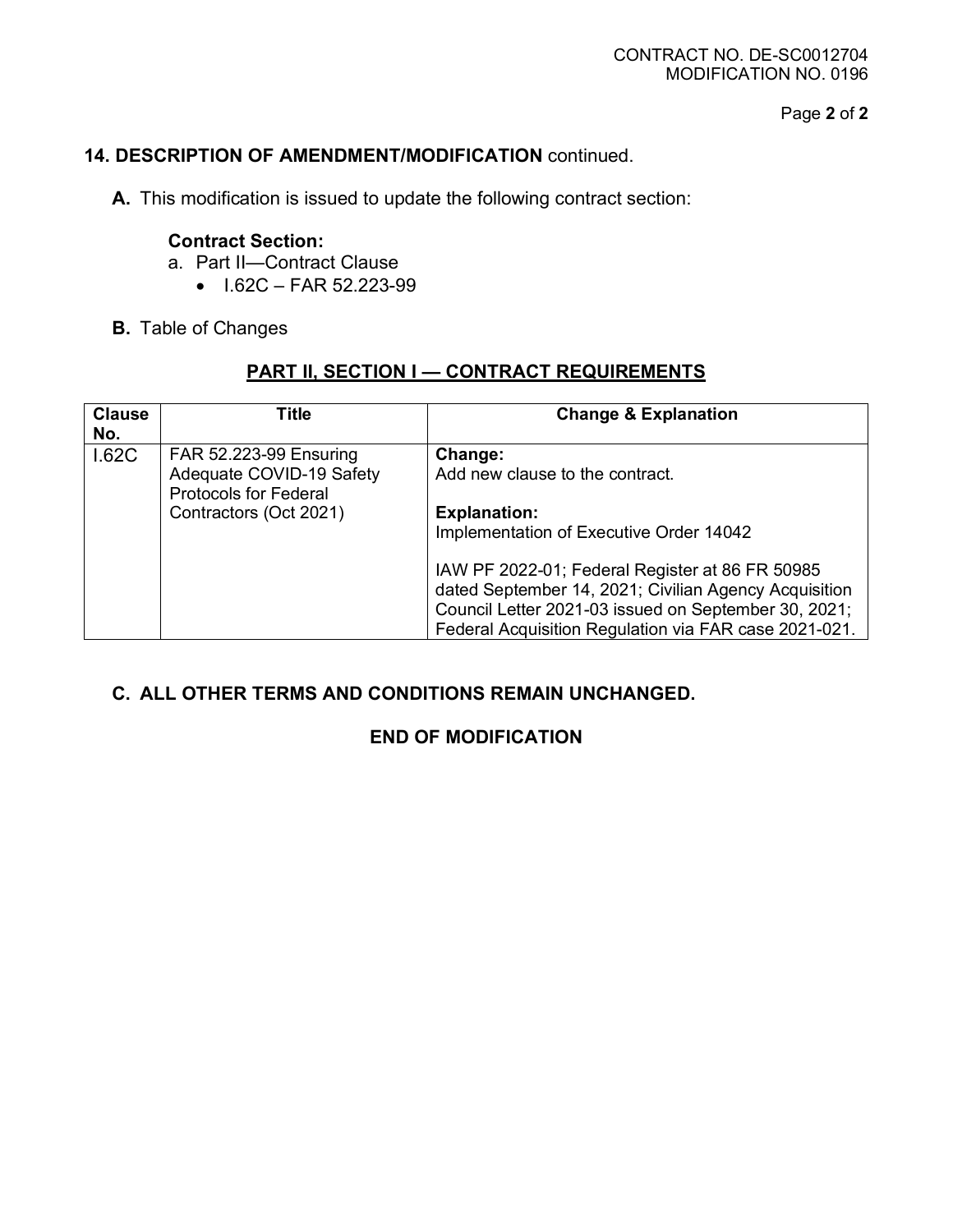## 14. DESCRIPTION OF AMENDMENT/MODIFICATION continued.

**A.** This modification is issued to update the following contract section:

**Contract Section:**

a. Part II—Contract Clause
   - I.62C – FAR 52.223-99

**B.** Table of Changes

### PART II, SECTION I — CONTRACT REQUIREMENTS

| Clause No. | Title | Change & Explanation |
|---|---|---|
| I.62C | FAR 52.223-99 Ensuring Adequate COVID-19 Safety Protocols for Federal Contractors (Oct 2021) | **Change:** Add new clause to the contract.<br><br>**Explanation:** Implementation of Executive Order 14042<br><br>IAW PF 2022-01; Federal Register at 86 FR 50985 dated September 14, 2021; Civilian Agency Acquisition Council Letter 2021-03 issued on September 30, 2021; Federal Acquisition Regulation via FAR case 2021-021. |

**C. ALL OTHER TERMS AND CONDITIONS REMAIN UNCHANGED.**

**END OF MODIFICATION**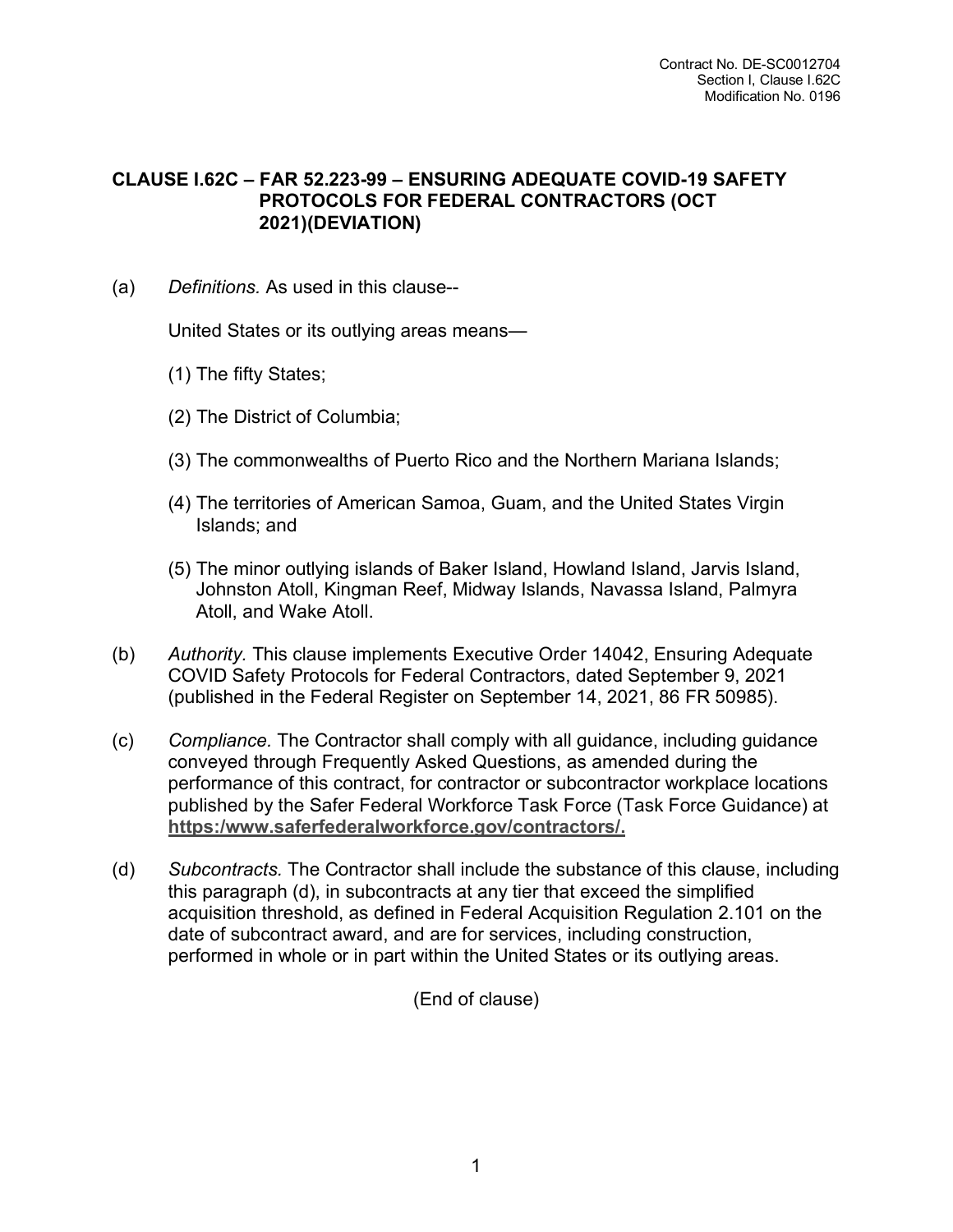## CLAUSE I.62C – FAR 52.223-99 – ENSURING ADEQUATE COVID-19 SAFETY PROTOCOLS FOR FEDERAL CONTRACTORS (OCT 2021)(DEVIATION)

(a) *Definitions.* As used in this clause--

United States or its outlying areas means—

(1) The fifty States;

(2) The District of Columbia;

(3) The commonwealths of Puerto Rico and the Northern Mariana Islands;

(4) The territories of American Samoa, Guam, and the United States Virgin Islands; and

(5) The minor outlying islands of Baker Island, Howland Island, Jarvis Island, Johnston Atoll, Kingman Reef, Midway Islands, Navassa Island, Palmyra Atoll, and Wake Atoll.

(b) *Authority.* This clause implements Executive Order 14042, Ensuring Adequate COVID Safety Protocols for Federal Contractors, dated September 9, 2021 (published in the Federal Register on September 14, 2021, 86 FR 50985).

(c) *Compliance.* The Contractor shall comply with all guidance, including guidance conveyed through Frequently Asked Questions, as amended during the performance of this contract, for contractor or subcontractor workplace locations published by the Safer Federal Workforce Task Force (Task Force Guidance) at **https:/www.saferfederalworkforce.gov/contractors/.**

(d) *Subcontracts.* The Contractor shall include the substance of this clause, including this paragraph (d), in subcontracts at any tier that exceed the simplified acquisition threshold, as defined in Federal Acquisition Regulation 2.101 on the date of subcontract award, and are for services, including construction, performed in whole or in part within the United States or its outlying areas.

(End of clause)